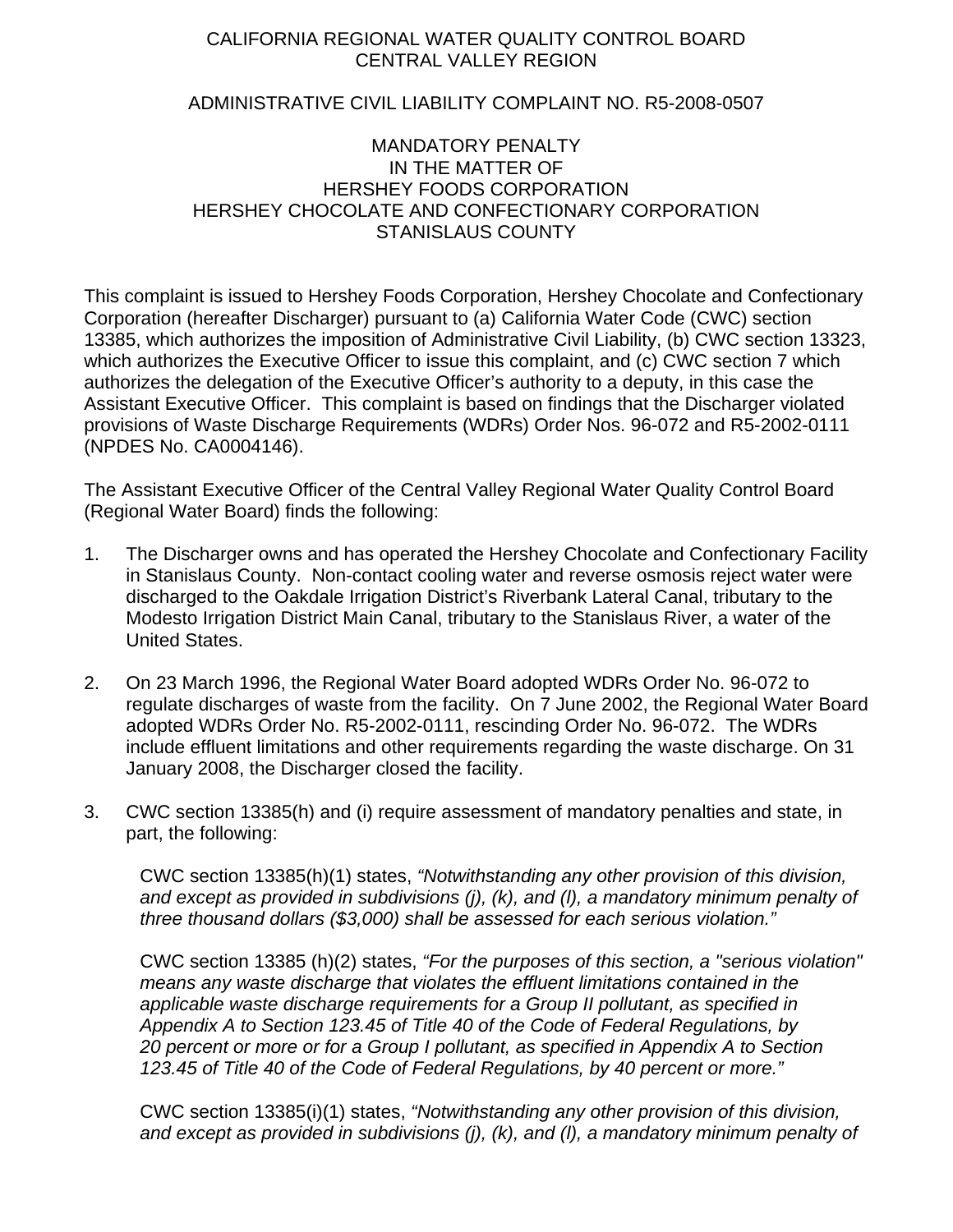# CALIFORNIA REGIONAL WATER QUALITY CONTROL BOARD
# CENTRAL VALLEY REGION

## ADMINISTRATIVE CIVIL LIABILITY COMPLAINT NO. R5-2008-0507

## MANDATORY PENALTY
## IN THE MATTER OF
## HERSHEY FOODS CORPORATION
## HERSHEY CHOCOLATE AND CONFECTIONARY CORPORATION
## STANISLAUS COUNTY

This complaint is issued to Hershey Foods Corporation, Hershey Chocolate and Confectionary Corporation (hereafter Discharger) pursuant to (a) California Water Code (CWC) section 13385, which authorizes the imposition of Administrative Civil Liability, (b) CWC section 13323, which authorizes the Executive Officer to issue this complaint, and (c) CWC section 7 which authorizes the delegation of the Executive Officer's authority to a deputy, in this case the Assistant Executive Officer. This complaint is based on findings that the Discharger violated provisions of Waste Discharge Requirements (WDRs) Order Nos. 96-072 and R5-2002-0111 (NPDES No. CA0004146).

The Assistant Executive Officer of the Central Valley Regional Water Quality Control Board (Regional Water Board) finds the following:

1. The Discharger owns and has operated the Hershey Chocolate and Confectionary Facility in Stanislaus County. Non-contact cooling water and reverse osmosis reject water were discharged to the Oakdale Irrigation District's Riverbank Lateral Canal, tributary to the Modesto Irrigation District Main Canal, tributary to the Stanislaus River, a water of the United States.

2. On 23 March 1996, the Regional Water Board adopted WDRs Order No. 96-072 to regulate discharges of waste from the facility. On 7 June 2002, the Regional Water Board adopted WDRs Order No. R5-2002-0111, rescinding Order No. 96-072. The WDRs include effluent limitations and other requirements regarding the waste discharge. On 31 January 2008, the Discharger closed the facility.

3. CWC section 13385(h) and (i) require assessment of mandatory penalties and state, in part, the following:

   CWC section 13385(h)(1) states, *"Notwithstanding any other provision of this division, and except as provided in subdivisions (j), (k), and (l), a mandatory minimum penalty of three thousand dollars ($3,000) shall be assessed for each serious violation."*

   CWC section 13385 (h)(2) states, *"For the purposes of this section, a "serious violation" means any waste discharge that violates the effluent limitations contained in the applicable waste discharge requirements for a Group II pollutant, as specified in Appendix A to Section 123.45 of Title 40 of the Code of Federal Regulations, by 20 percent or more or for a Group I pollutant, as specified in Appendix A to Section 123.45 of Title 40 of the Code of Federal Regulations, by 40 percent or more."*

   CWC section 13385(i)(1) states, *"Notwithstanding any other provision of this division, and except as provided in subdivisions (j), (k), and (l), a mandatory minimum penalty of*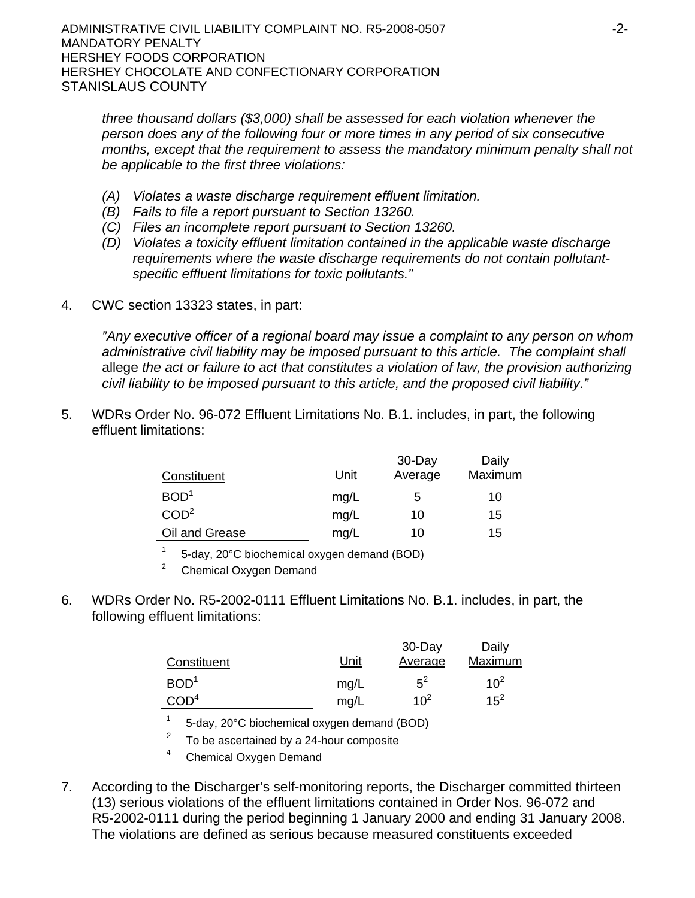*three thousand dollars ($3,000) shall be assessed for each violation whenever the person does any of the following four or more times in any period of six consecutive months, except that the requirement to assess the mandatory minimum penalty shall not be applicable to the first three violations:*

*(A) Violates a waste discharge requirement effluent limitation.*
*(B) Fails to file a report pursuant to Section 13260.*
*(C) Files an incomplete report pursuant to Section 13260.*
*(D) Violates a toxicity effluent limitation contained in the applicable waste discharge requirements where the waste discharge requirements do not contain pollutant-specific effluent limitations for toxic pollutants."*

4. CWC section 13323 states, in part:

   *"Any executive officer of a regional board may issue a complaint to any person on whom administrative civil liability may be imposed pursuant to this article. The complaint shall* allege *the act or failure to act that constitutes a violation of law, the provision authorizing civil liability to be imposed pursuant to this article, and the proposed civil liability."*

5. WDRs Order No. 96-072 Effluent Limitations No. B.1. includes, in part, the following effluent limitations:

| Constituent | Unit | 30-Day Average | Daily Maximum |
|---|---|---|---|
| BOD[1] | mg/L | 5 | 10 |
| COD[2] | mg/L | 10 | 15 |
| Oil and Grease | mg/L | 10 | 15 |

[1] 5-day, 20°C biochemical oxygen demand (BOD)
[2] Chemical Oxygen Demand

6. WDRs Order No. R5-2002-0111 Effluent Limitations No. B.1. includes, in part, the following effluent limitations:

| Constituent | Unit | 30-Day Average | Daily Maximum |
|---|---|---|---|
| BOD[1] | mg/L | 5[2] | 10[2] |
| COD[4] | mg/L | 10[2] | 15[2] |

[1] 5-day, 20°C biochemical oxygen demand (BOD)
[2] To be ascertained by a 24-hour composite
[4] Chemical Oxygen Demand

7. According to the Discharger's self-monitoring reports, the Discharger committed thirteen (13) serious violations of the effluent limitations contained in Order Nos. 96-072 and R5-2002-0111 during the period beginning 1 January 2000 and ending 31 January 2008. The violations are defined as serious because measured constituents exceeded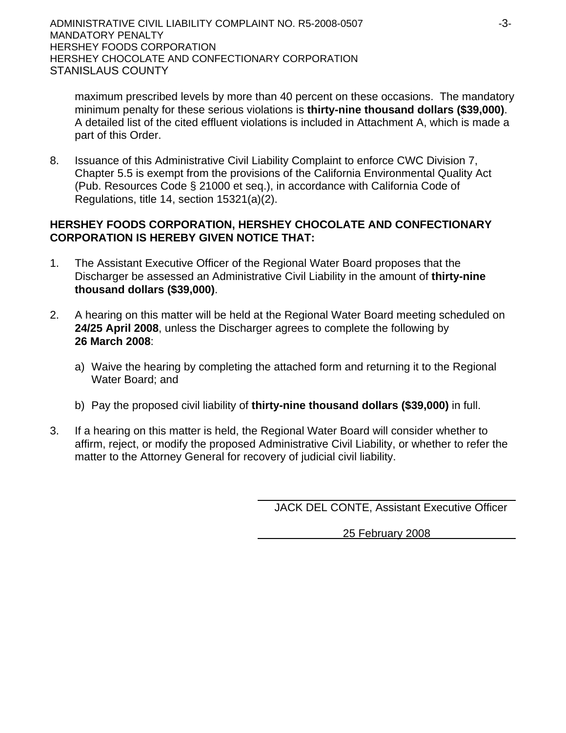maximum prescribed levels by more than 40 percent on these occasions. The mandatory minimum penalty for these serious violations is **thirty-nine thousand dollars ($39,000)**. A detailed list of the cited effluent violations is included in Attachment A, which is made a part of this Order.

8. Issuance of this Administrative Civil Liability Complaint to enforce CWC Division 7, Chapter 5.5 is exempt from the provisions of the California Environmental Quality Act (Pub. Resources Code § 21000 et seq.), in accordance with California Code of Regulations, title 14, section 15321(a)(2).

**HERSHEY FOODS CORPORATION, HERSHEY CHOCOLATE AND CONFECTIONARY CORPORATION IS HEREBY GIVEN NOTICE THAT:**

1. The Assistant Executive Officer of the Regional Water Board proposes that the Discharger be assessed an Administrative Civil Liability in the amount of **thirty-nine thousand dollars ($39,000)**.

2. A hearing on this matter will be held at the Regional Water Board meeting scheduled on **24/25 April 2008**, unless the Discharger agrees to complete the following by **26 March 2008**:

   a) Waive the hearing by completing the attached form and returning it to the Regional Water Board; and

   b) Pay the proposed civil liability of **thirty-nine thousand dollars ($39,000)** in full.

3. If a hearing on this matter is held, the Regional Water Board will consider whether to affirm, reject, or modify the proposed Administrative Civil Liability, or whether to refer the matter to the Attorney General for recovery of judicial civil liability.

JACK DEL CONTE, Assistant Executive Officer

25 February 2008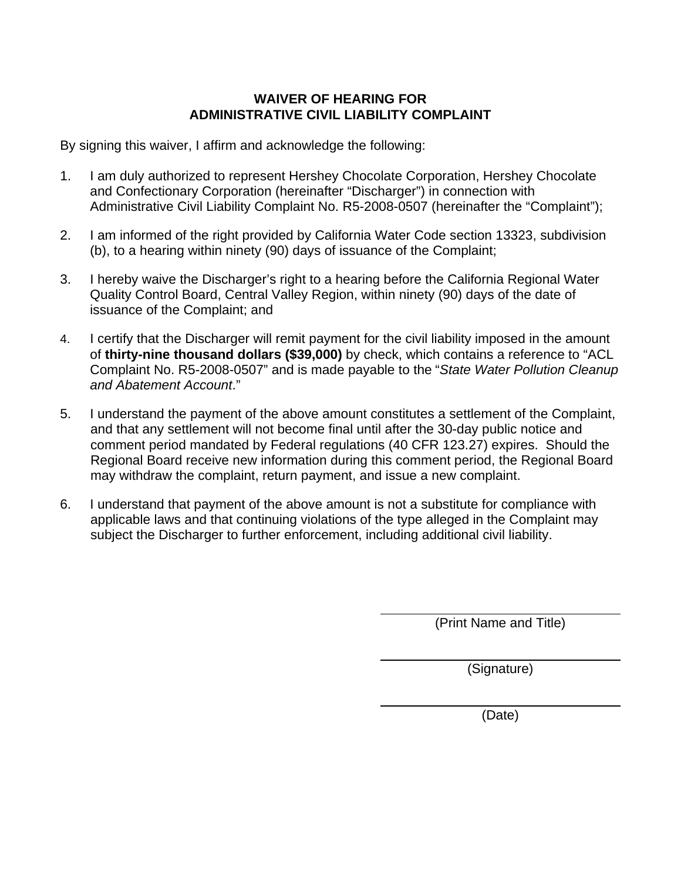# WAIVER OF HEARING FOR ADMINISTRATIVE CIVIL LIABILITY COMPLAINT

By signing this waiver, I affirm and acknowledge the following:

1. I am duly authorized to represent Hershey Chocolate Corporation, Hershey Chocolate and Confectionary Corporation (hereinafter "Discharger") in connection with Administrative Civil Liability Complaint No. R5-2008-0507 (hereinafter the "Complaint");

2. I am informed of the right provided by California Water Code section 13323, subdivision (b), to a hearing within ninety (90) days of issuance of the Complaint;

3. I hereby waive the Discharger's right to a hearing before the California Regional Water Quality Control Board, Central Valley Region, within ninety (90) days of the date of issuance of the Complaint; and

4. I certify that the Discharger will remit payment for the civil liability imposed in the amount of **thirty-nine thousand dollars ($39,000)** by check, which contains a reference to "ACL Complaint No. R5-2008-0507" and is made payable to the "*State Water Pollution Cleanup and Abatement Account*."

5. I understand the payment of the above amount constitutes a settlement of the Complaint, and that any settlement will not become final until after the 30-day public notice and comment period mandated by Federal regulations (40 CFR 123.27) expires. Should the Regional Board receive new information during this comment period, the Regional Board may withdraw the complaint, return payment, and issue a new complaint.

6. I understand that payment of the above amount is not a substitute for compliance with applicable laws and that continuing violations of the type alleged in the Complaint may subject the Discharger to further enforcement, including additional civil liability.

\_\_\_\_\_\_\_\_\_\_\_\_\_\_\_\_\_\_\_\_\_\_\_\_\_\_\_\_\_\_\_\_\_\_
(Print Name and Title)

\_\_\_\_\_\_\_\_\_\_\_\_\_\_\_\_\_\_\_\_\_\_\_\_\_\_\_\_\_\_\_\_\_\_
(Signature)

\_\_\_\_\_\_\_\_\_\_\_\_\_\_\_\_\_\_\_\_\_\_\_\_\_\_\_\_\_\_\_\_\_\_
(Date)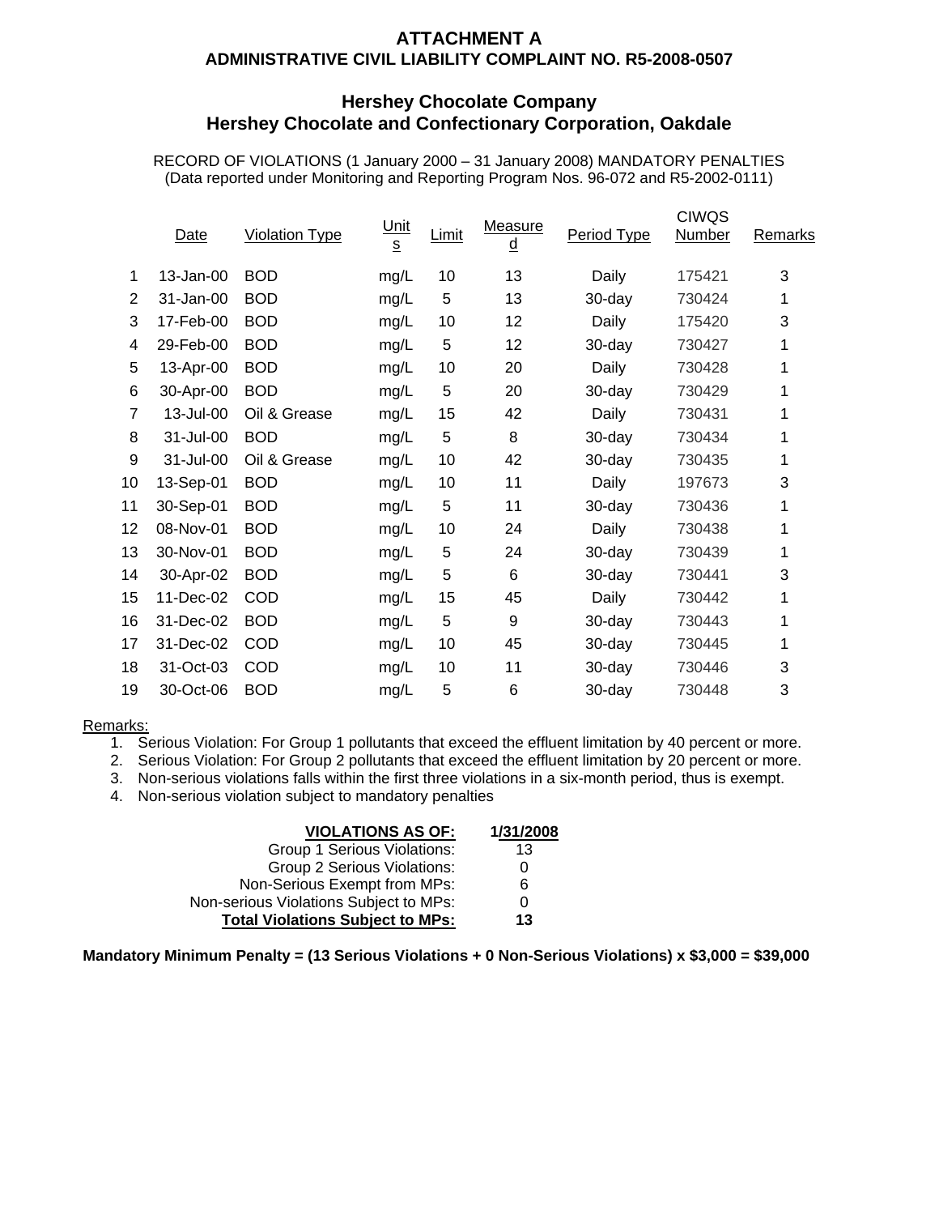# ATTACHMENT A
## ADMINISTRATIVE CIVIL LIABILITY COMPLAINT NO. R5-2008-0507

## Hershey Chocolate Company
## Hershey Chocolate and Confectionary Corporation, Oakdale

RECORD OF VIOLATIONS (1 January 2000 – 31 January 2008) MANDATORY PENALTIES
(Data reported under Monitoring and Reporting Program Nos. 96-072 and R5-2002-0111)

| | Date | Violation Type | Units | Limit | Measured | Period Type | CIWQS Number | Remarks |
|---|---|---|---|---|---|---|---|---|
| 1 | 13-Jan-00 | BOD | mg/L | 10 | 13 | Daily | 175421 | 3 |
| 2 | 31-Jan-00 | BOD | mg/L | 5 | 13 | 30-day | 730424 | 1 |
| 3 | 17-Feb-00 | BOD | mg/L | 10 | 12 | Daily | 175420 | 3 |
| 4 | 29-Feb-00 | BOD | mg/L | 5 | 12 | 30-day | 730427 | 1 |
| 5 | 13-Apr-00 | BOD | mg/L | 10 | 20 | Daily | 730428 | 1 |
| 6 | 30-Apr-00 | BOD | mg/L | 5 | 20 | 30-day | 730429 | 1 |
| 7 | 13-Jul-00 | Oil & Grease | mg/L | 15 | 42 | Daily | 730431 | 1 |
| 8 | 31-Jul-00 | BOD | mg/L | 5 | 8 | 30-day | 730434 | 1 |
| 9 | 31-Jul-00 | Oil & Grease | mg/L | 10 | 42 | 30-day | 730435 | 1 |
| 10 | 13-Sep-01 | BOD | mg/L | 10 | 11 | Daily | 197673 | 3 |
| 11 | 30-Sep-01 | BOD | mg/L | 5 | 11 | 30-day | 730436 | 1 |
| 12 | 08-Nov-01 | BOD | mg/L | 10 | 24 | Daily | 730438 | 1 |
| 13 | 30-Nov-01 | BOD | mg/L | 5 | 24 | 30-day | 730439 | 1 |
| 14 | 30-Apr-02 | BOD | mg/L | 5 | 6 | 30-day | 730441 | 3 |
| 15 | 11-Dec-02 | COD | mg/L | 15 | 45 | Daily | 730442 | 1 |
| 16 | 31-Dec-02 | BOD | mg/L | 5 | 9 | 30-day | 730443 | 1 |
| 17 | 31-Dec-02 | COD | mg/L | 10 | 45 | 30-day | 730445 | 1 |
| 18 | 31-Oct-03 | COD | mg/L | 10 | 11 | 30-day | 730446 | 3 |
| 19 | 30-Oct-06 | BOD | mg/L | 5 | 6 | 30-day | 730448 | 3 |

Remarks:

1. Serious Violation: For Group 1 pollutants that exceed the effluent limitation by 40 percent or more.
2. Serious Violation: For Group 2 pollutants that exceed the effluent limitation by 20 percent or more.
3. Non-serious violations falls within the first three violations in a six-month period, thus is exempt.
4. Non-serious violation subject to mandatory penalties

| **VIOLATIONS AS OF:** | **1/31/2008** |
|---|---|
| Group 1 Serious Violations: | 13 |
| Group 2 Serious Violations: | 0 |
| Non-Serious Exempt from MPs: | 6 |
| Non-serious Violations Subject to MPs: | 0 |
| **Total Violations Subject to MPs:** | **13** |

**Mandatory Minimum Penalty = (13 Serious Violations + 0 Non-Serious Violations) x $3,000 = $39,000**